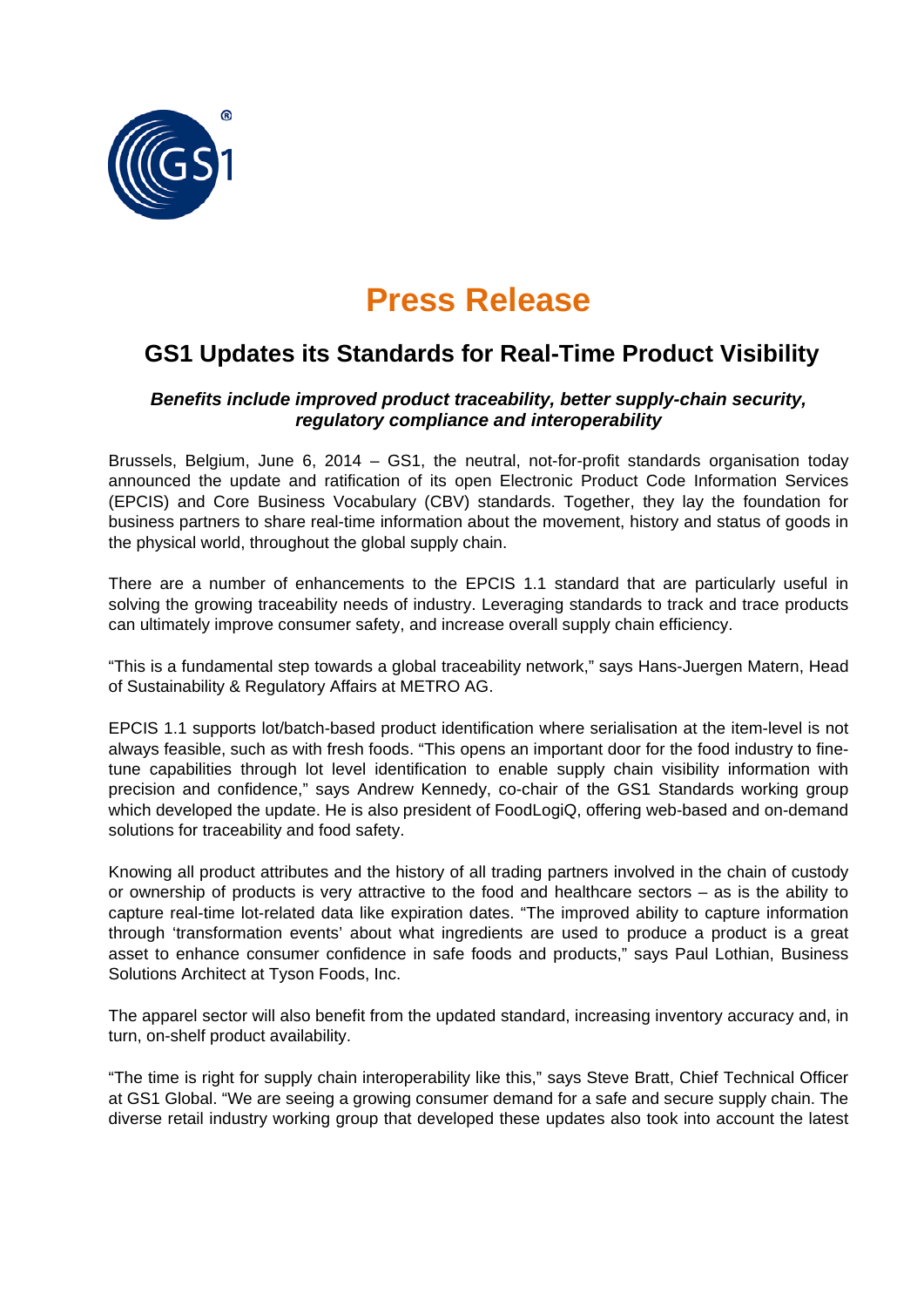# Press Release

## GS1 Updates its Standards for Real-Time Product Visibility

***Benefits include improved product traceability, better supply-chain security, regulatory compliance and interoperability***

Brussels, Belgium, June 6, 2014 – GS1, the neutral, not-for-profit standards organisation today announced the update and ratification of its open Electronic Product Code Information Services (EPCIS) and Core Business Vocabulary (CBV) standards. Together, they lay the foundation for business partners to share real-time information about the movement, history and status of goods in the physical world, throughout the global supply chain.

There are a number of enhancements to the EPCIS 1.1 standard that are particularly useful in solving the growing traceability needs of industry. Leveraging standards to track and trace products can ultimately improve consumer safety, and increase overall supply chain efficiency.

"This is a fundamental step towards a global traceability network," says Hans-Juergen Matern, Head of Sustainability & Regulatory Affairs at METRO AG.

EPCIS 1.1 supports lot/batch-based product identification where serialisation at the item-level is not always feasible, such as with fresh foods. "This opens an important door for the food industry to fine-tune capabilities through lot level identification to enable supply chain visibility information with precision and confidence," says Andrew Kennedy, co-chair of the GS1 Standards working group which developed the update. He is also president of FoodLogiQ, offering web-based and on-demand solutions for traceability and food safety.

Knowing all product attributes and the history of all trading partners involved in the chain of custody or ownership of products is very attractive to the food and healthcare sectors – as is the ability to capture real-time lot-related data like expiration dates. "The improved ability to capture information through 'transformation events' about what ingredients are used to produce a product is a great asset to enhance consumer confidence in safe foods and products," says Paul Lothian, Business Solutions Architect at Tyson Foods, Inc.

The apparel sector will also benefit from the updated standard, increasing inventory accuracy and, in turn, on-shelf product availability.

"The time is right for supply chain interoperability like this," says Steve Bratt, Chief Technical Officer at GS1 Global. "We are seeing a growing consumer demand for a safe and secure supply chain. The diverse retail industry working group that developed these updates also took into account the latest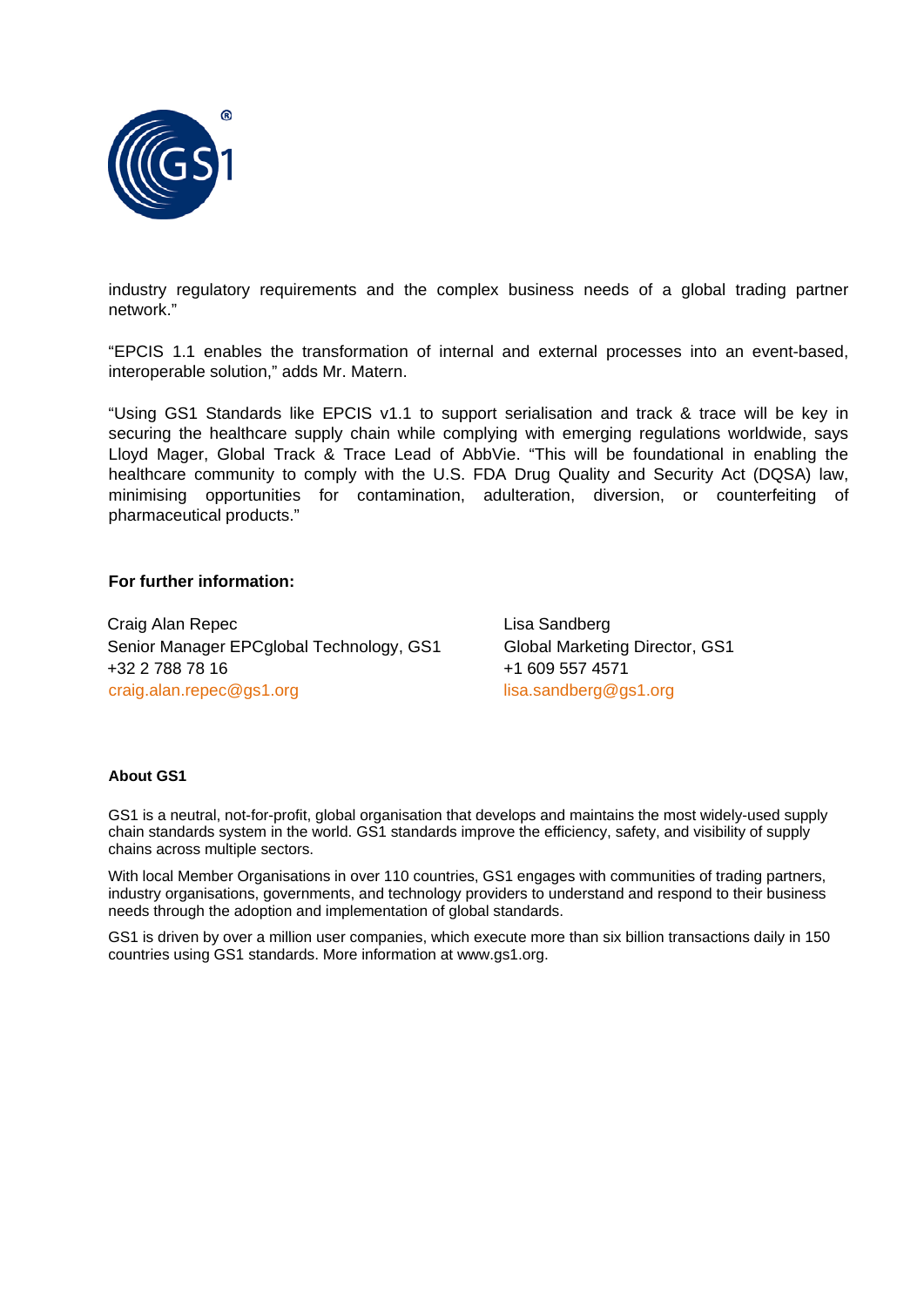industry regulatory requirements and the complex business needs of a global trading partner network."

"EPCIS 1.1 enables the transformation of internal and external processes into an event-based, interoperable solution," adds Mr. Matern.

"Using GS1 Standards like EPCIS v1.1 to support serialisation and track & trace will be key in securing the healthcare supply chain while complying with emerging regulations worldwide, says Lloyd Mager, Global Track & Trace Lead of AbbVie. "This will be foundational in enabling the healthcare community to comply with the U.S. FDA Drug Quality and Security Act (DQSA) law, minimising opportunities for contamination, adulteration, diversion, or counterfeiting of pharmaceutical products."

**For further information:**

Craig Alan Repec
Senior Manager EPCglobal Technology, GS1
+32 2 788 78 16
craig.alan.repec@gs1.org

Lisa Sandberg
Global Marketing Director, GS1
+1 609 557 4571
lisa.sandberg@gs1.org

**About GS1**

GS1 is a neutral, not-for-profit, global organisation that develops and maintains the most widely-used supply chain standards system in the world. GS1 standards improve the efficiency, safety, and visibility of supply chains across multiple sectors.

With local Member Organisations in over 110 countries, GS1 engages with communities of trading partners, industry organisations, governments, and technology providers to understand and respond to their business needs through the adoption and implementation of global standards.

GS1 is driven by over a million user companies, which execute more than six billion transactions daily in 150 countries using GS1 standards. More information at www.gs1.org.